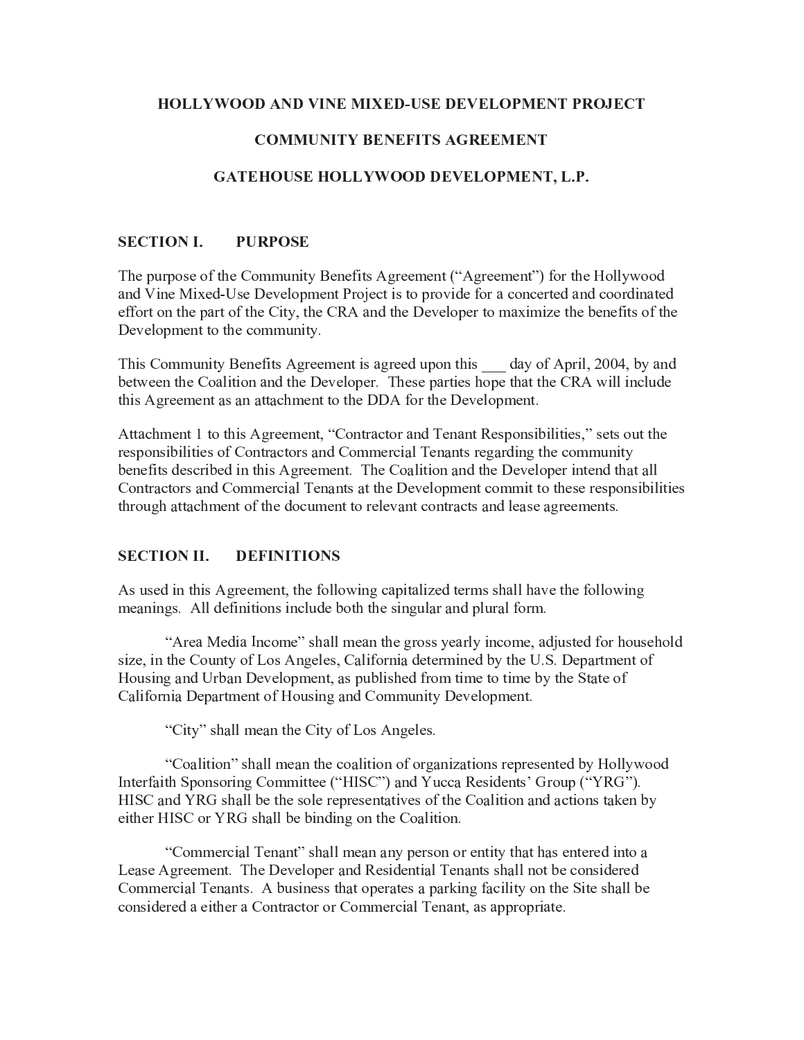**HOLLYWOOD AND VINE MIXED-USE DEVELOPMENT PROJECT**

**COMMUNITY BENEFITS AGREEMENT**

**GATEHOUSE HOLLYWOOD DEVELOPMENT, L.P.**

## SECTION I. PURPOSE

The purpose of the Community Benefits Agreement ("Agreement") for the Hollywood and Vine Mixed-Use Development Project is to provide for a concerted and coordinated effort on the part of the City, the CRA and the Developer to maximize the benefits of the Development to the community.

This Community Benefits Agreement is agreed upon this ___ day of April, 2004, by and between the Coalition and the Developer. These parties hope that the CRA will include this Agreement as an attachment to the DDA for the Development.

Attachment 1 to this Agreement, "Contractor and Tenant Responsibilities," sets out the responsibilities of Contractors and Commercial Tenants regarding the community benefits described in this Agreement. The Coalition and the Developer intend that all Contractors and Commercial Tenants at the Development commit to these responsibilities through attachment of the document to relevant contracts and lease agreements.

## SECTION II. DEFINITIONS

As used in this Agreement, the following capitalized terms shall have the following meanings. All definitions include both the singular and plural form.

"Area Media Income" shall mean the gross yearly income, adjusted for household size, in the County of Los Angeles, California determined by the U.S. Department of Housing and Urban Development, as published from time to time by the State of California Department of Housing and Community Development.

"City" shall mean the City of Los Angeles.

"Coalition" shall mean the coalition of organizations represented by Hollywood Interfaith Sponsoring Committee ("HISC") and Yucca Residents' Group ("YRG"). HISC and YRG shall be the sole representatives of the Coalition and actions taken by either HISC or YRG shall be binding on the Coalition.

"Commercial Tenant" shall mean any person or entity that has entered into a Lease Agreement. The Developer and Residential Tenants shall not be considered Commercial Tenants. A business that operates a parking facility on the Site shall be considered a either a Contractor or Commercial Tenant, as appropriate.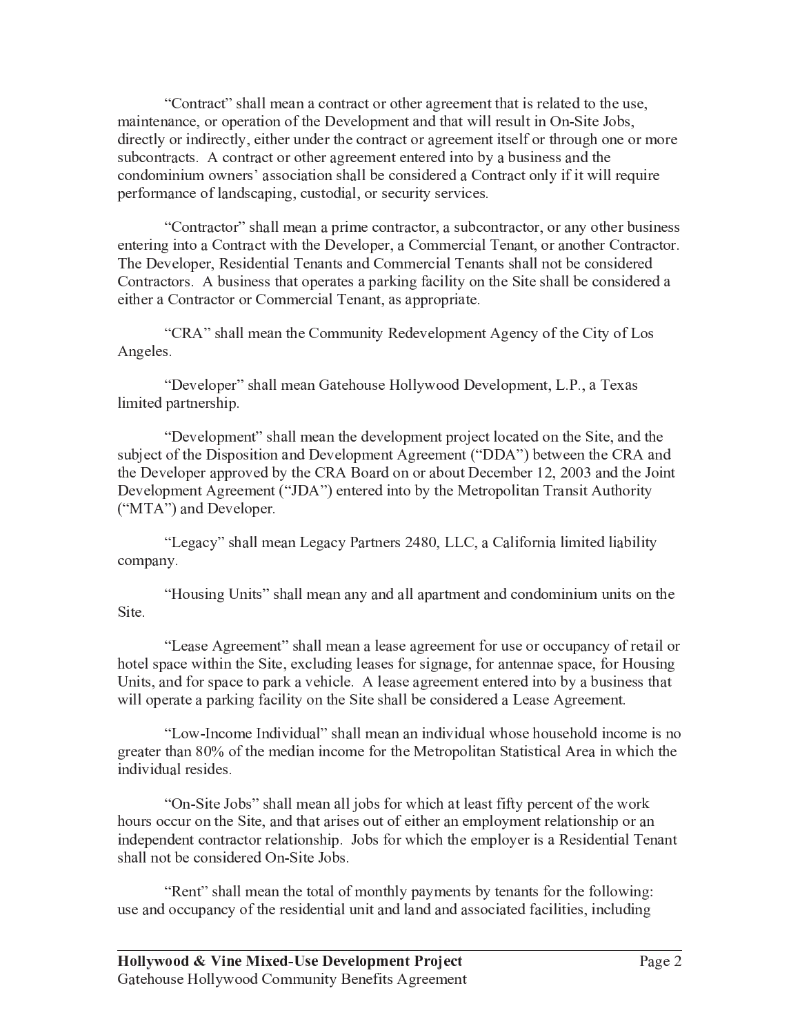"Contract" shall mean a contract or other agreement that is related to the use, maintenance, or operation of the Development and that will result in On-Site Jobs, directly or indirectly, either under the contract or agreement itself or through one or more subcontracts. A contract or other agreement entered into by a business and the condominium owners' association shall be considered a Contract only if it will require performance of landscaping, custodial, or security services.

"Contractor" shall mean a prime contractor, a subcontractor, or any other business entering into a Contract with the Developer, a Commercial Tenant, or another Contractor. The Developer, Residential Tenants and Commercial Tenants shall not be considered Contractors. A business that operates a parking facility on the Site shall be considered a either a Contractor or Commercial Tenant, as appropriate.

"CRA" shall mean the Community Redevelopment Agency of the City of Los Angeles.

"Developer" shall mean Gatehouse Hollywood Development, L.P., a Texas limited partnership.

"Development" shall mean the development project located on the Site, and the subject of the Disposition and Development Agreement ("DDA") between the CRA and the Developer approved by the CRA Board on or about December 12, 2003 and the Joint Development Agreement ("JDA") entered into by the Metropolitan Transit Authority ("MTA") and Developer.

"Legacy" shall mean Legacy Partners 2480, LLC, a California limited liability company.

"Housing Units" shall mean any and all apartment and condominium units on the Site.

"Lease Agreement" shall mean a lease agreement for use or occupancy of retail or hotel space within the Site, excluding leases for signage, for antennae space, for Housing Units, and for space to park a vehicle. A lease agreement entered into by a business that will operate a parking facility on the Site shall be considered a Lease Agreement.

"Low-Income Individual" shall mean an individual whose household income is no greater than 80% of the median income for the Metropolitan Statistical Area in which the individual resides.

"On-Site Jobs" shall mean all jobs for which at least fifty percent of the work hours occur on the Site, and that arises out of either an employment relationship or an independent contractor relationship. Jobs for which the employer is a Residential Tenant shall not be considered On-Site Jobs.

"Rent" shall mean the total of monthly payments by tenants for the following: use and occupancy of the residential unit and land and associated facilities, including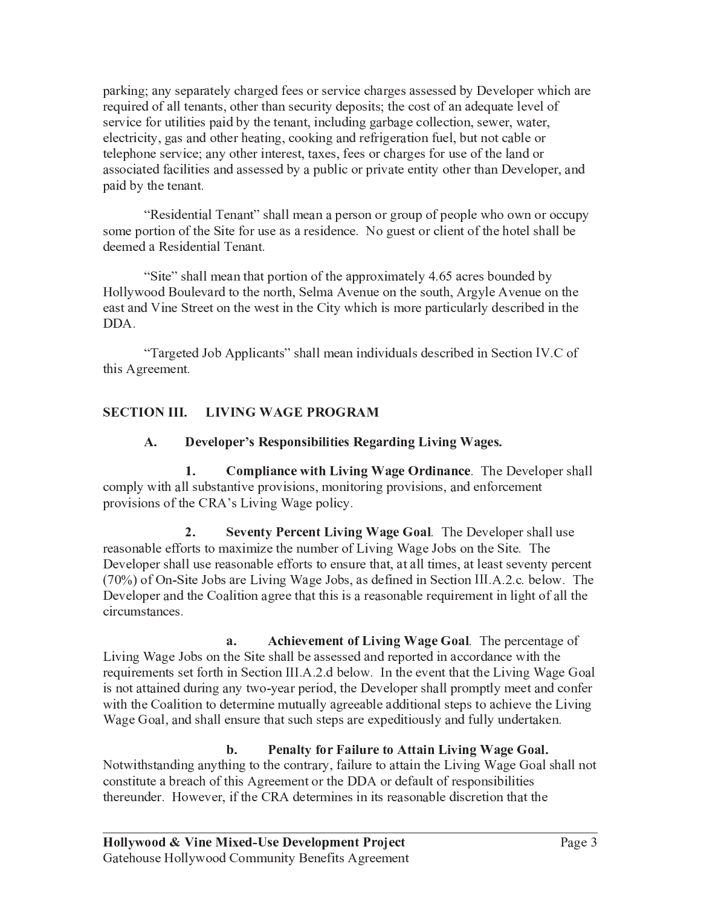parking; any separately charged fees or service charges assessed by Developer which are required of all tenants, other than security deposits; the cost of an adequate level of service for utilities paid by the tenant, including garbage collection, sewer, water, electricity, gas and other heating, cooking and refrigeration fuel, but not cable or telephone service; any other interest, taxes, fees or charges for use of the land or associated facilities and assessed by a public or private entity other than Developer, and paid by the tenant.

"Residential Tenant" shall mean a person or group of people who own or occupy some portion of the Site for use as a residence. No guest or client of the hotel shall be deemed a Residential Tenant.

"Site" shall mean that portion of the approximately 4.65 acres bounded by Hollywood Boulevard to the north, Selma Avenue on the south, Argyle Avenue on the east and Vine Street on the west in the City which is more particularly described in the DDA.

"Targeted Job Applicants" shall mean individuals described in Section IV.C of this Agreement.

## SECTION III. LIVING WAGE PROGRAM

### A. Developer's Responsibilities Regarding Living Wages.

**1. Compliance with Living Wage Ordinance**. The Developer shall comply with all substantive provisions, monitoring provisions, and enforcement provisions of the CRA's Living Wage policy.

**2. Seventy Percent Living Wage Goal**. The Developer shall use reasonable efforts to maximize the number of Living Wage Jobs on the Site. The Developer shall use reasonable efforts to ensure that, at all times, at least seventy percent (70%) of On-Site Jobs are Living Wage Jobs, as defined in Section III.A.2.c. below. The Developer and the Coalition agree that this is a reasonable requirement in light of all the circumstances.

**a. Achievement of Living Wage Goal**. The percentage of Living Wage Jobs on the Site shall be assessed and reported in accordance with the requirements set forth in Section III.A.2.d below. In the event that the Living Wage Goal is not attained during any two-year period, the Developer shall promptly meet and confer with the Coalition to determine mutually agreeable additional steps to achieve the Living Wage Goal, and shall ensure that such steps are expeditiously and fully undertaken.

**b. Penalty for Failure to Attain Living Wage Goal.** Notwithstanding anything to the contrary, failure to attain the Living Wage Goal shall not constitute a breach of this Agreement or the DDA or default of responsibilities thereunder. However, if the CRA determines in its reasonable discretion that the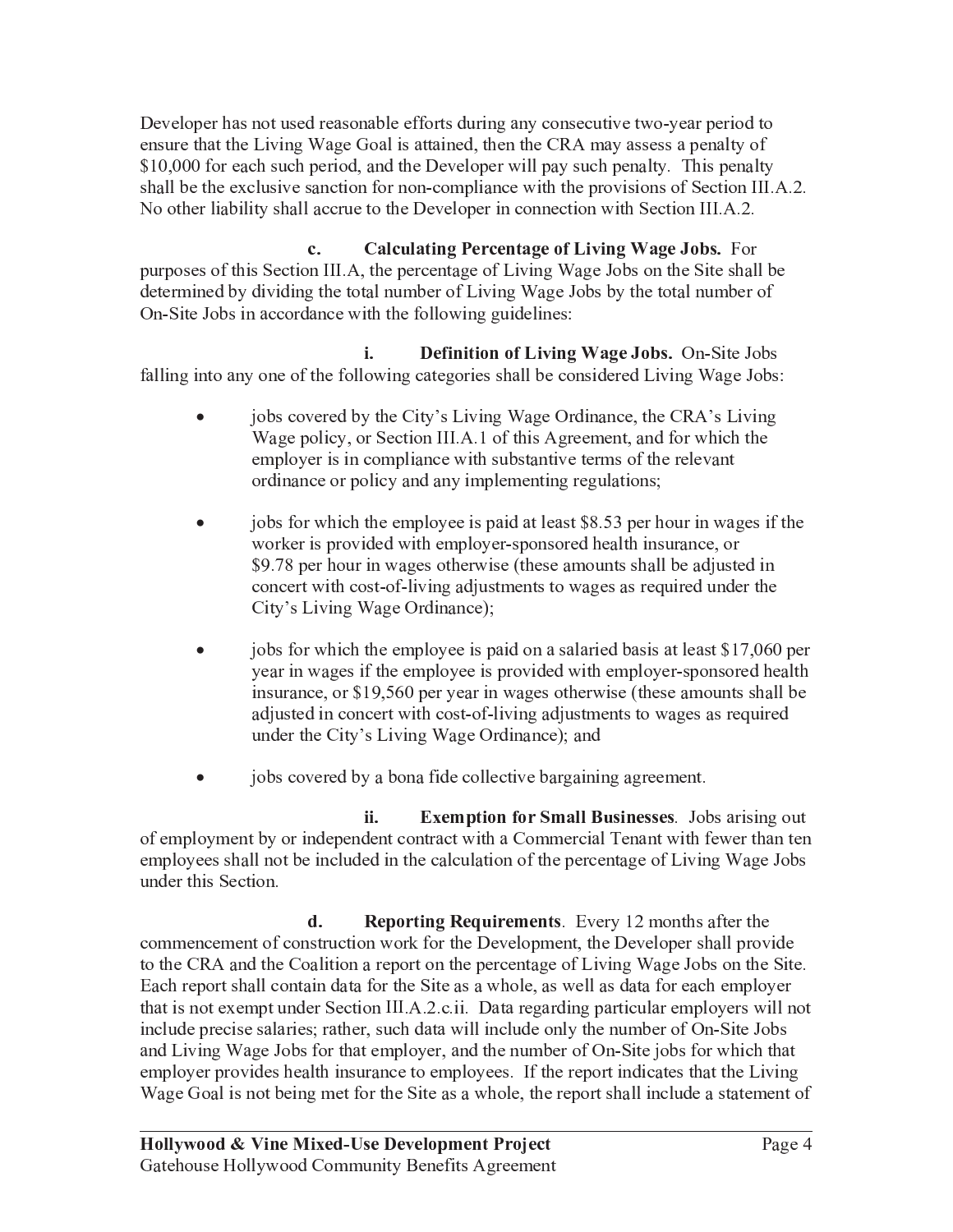Developer has not used reasonable efforts during any consecutive two-year period to ensure that the Living Wage Goal is attained, then the CRA may assess a penalty of $10,000 for each such period, and the Developer will pay such penalty. This penalty shall be the exclusive sanction for non-compliance with the provisions of Section III.A.2. No other liability shall accrue to the Developer in connection with Section III.A.2.

**c. Calculating Percentage of Living Wage Jobs.** For purposes of this Section III.A, the percentage of Living Wage Jobs on the Site shall be determined by dividing the total number of Living Wage Jobs by the total number of On-Site Jobs in accordance with the following guidelines:

**i. Definition of Living Wage Jobs.** On-Site Jobs falling into any one of the following categories shall be considered Living Wage Jobs:

- jobs covered by the City's Living Wage Ordinance, the CRA's Living Wage policy, or Section III.A.1 of this Agreement, and for which the employer is in compliance with substantive terms of the relevant ordinance or policy and any implementing regulations;

- jobs for which the employee is paid at least $8.53 per hour in wages if the worker is provided with employer-sponsored health insurance, or $9.78 per hour in wages otherwise (these amounts shall be adjusted in concert with cost-of-living adjustments to wages as required under the City's Living Wage Ordinance);

- jobs for which the employee is paid on a salaried basis at least $17,060 per year in wages if the employee is provided with employer-sponsored health insurance, or $19,560 per year in wages otherwise (these amounts shall be adjusted in concert with cost-of-living adjustments to wages as required under the City's Living Wage Ordinance); and

- jobs covered by a bona fide collective bargaining agreement.

**ii. Exemption for Small Businesses**. Jobs arising out of employment by or independent contract with a Commercial Tenant with fewer than ten employees shall not be included in the calculation of the percentage of Living Wage Jobs under this Section.

**d. Reporting Requirements**. Every 12 months after the commencement of construction work for the Development, the Developer shall provide to the CRA and the Coalition a report on the percentage of Living Wage Jobs on the Site. Each report shall contain data for the Site as a whole, as well as data for each employer that is not exempt under Section III.A.2.c.ii. Data regarding particular employers will not include precise salaries; rather, such data will include only the number of On-Site Jobs and Living Wage Jobs for that employer, and the number of On-Site jobs for which that employer provides health insurance to employees. If the report indicates that the Living Wage Goal is not being met for the Site as a whole, the report shall include a statement of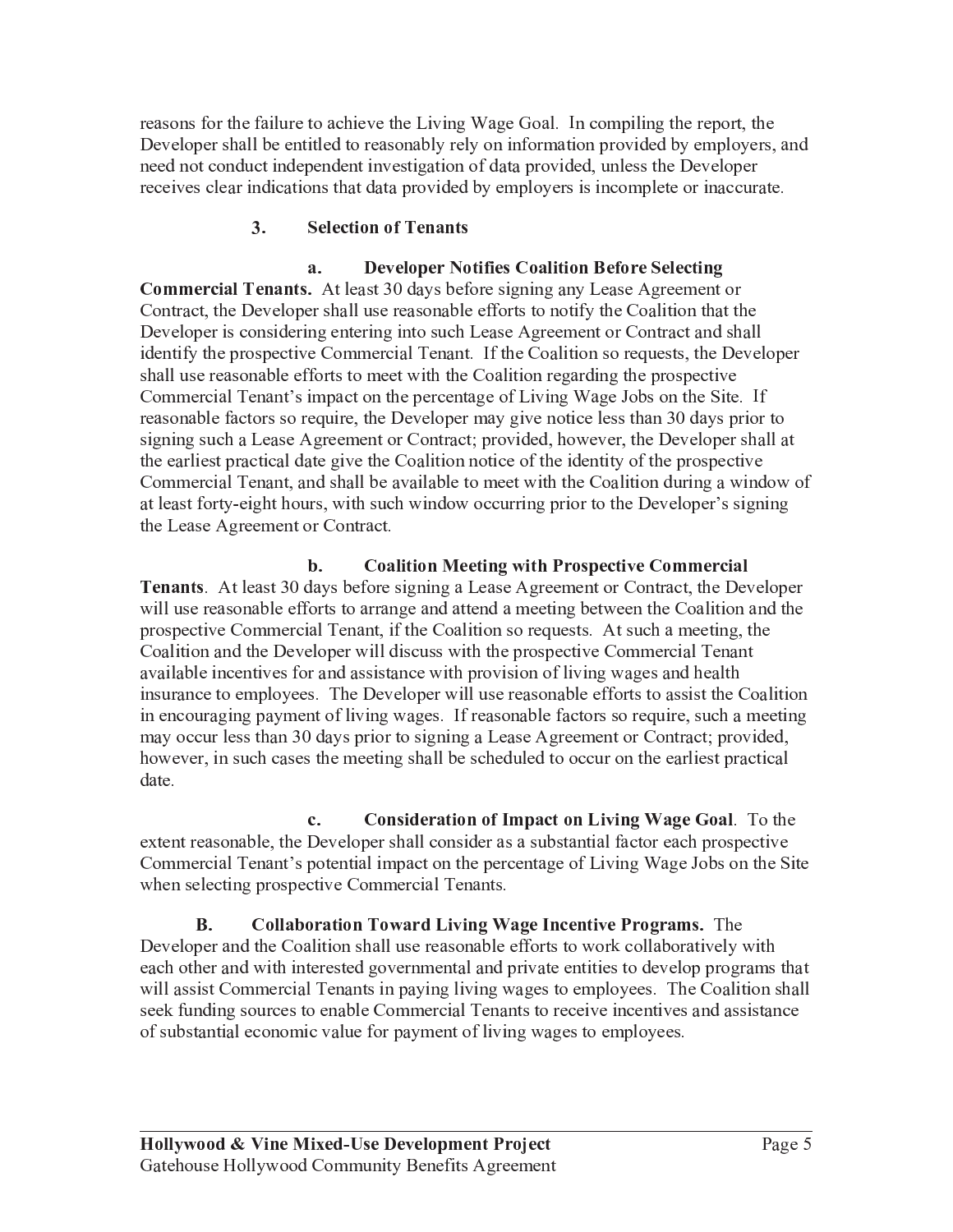reasons for the failure to achieve the Living Wage Goal. In compiling the report, the Developer shall be entitled to reasonably rely on information provided by employers, and need not conduct independent investigation of data provided, unless the Developer receives clear indications that data provided by employers is incomplete or inaccurate.

### 3. Selection of Tenants

**a. Developer Notifies Coalition Before Selecting Commercial Tenants.** At least 30 days before signing any Lease Agreement or Contract, the Developer shall use reasonable efforts to notify the Coalition that the Developer is considering entering into such Lease Agreement or Contract and shall identify the prospective Commercial Tenant. If the Coalition so requests, the Developer shall use reasonable efforts to meet with the Coalition regarding the prospective Commercial Tenant's impact on the percentage of Living Wage Jobs on the Site. If reasonable factors so require, the Developer may give notice less than 30 days prior to signing such a Lease Agreement or Contract; provided, however, the Developer shall at the earliest practical date give the Coalition notice of the identity of the prospective Commercial Tenant, and shall be available to meet with the Coalition during a window of at least forty-eight hours, with such window occurring prior to the Developer's signing the Lease Agreement or Contract.

**b. Coalition Meeting with Prospective Commercial Tenants**. At least 30 days before signing a Lease Agreement or Contract, the Developer will use reasonable efforts to arrange and attend a meeting between the Coalition and the prospective Commercial Tenant, if the Coalition so requests. At such a meeting, the Coalition and the Developer will discuss with the prospective Commercial Tenant available incentives for and assistance with provision of living wages and health insurance to employees. The Developer will use reasonable efforts to assist the Coalition in encouraging payment of living wages. If reasonable factors so require, such a meeting may occur less than 30 days prior to signing a Lease Agreement or Contract; provided, however, in such cases the meeting shall be scheduled to occur on the earliest practical date.

**c. Consideration of Impact on Living Wage Goal**. To the extent reasonable, the Developer shall consider as a substantial factor each prospective Commercial Tenant's potential impact on the percentage of Living Wage Jobs on the Site when selecting prospective Commercial Tenants.

**B. Collaboration Toward Living Wage Incentive Programs.** The Developer and the Coalition shall use reasonable efforts to work collaboratively with each other and with interested governmental and private entities to develop programs that will assist Commercial Tenants in paying living wages to employees. The Coalition shall seek funding sources to enable Commercial Tenants to receive incentives and assistance of substantial economic value for payment of living wages to employees.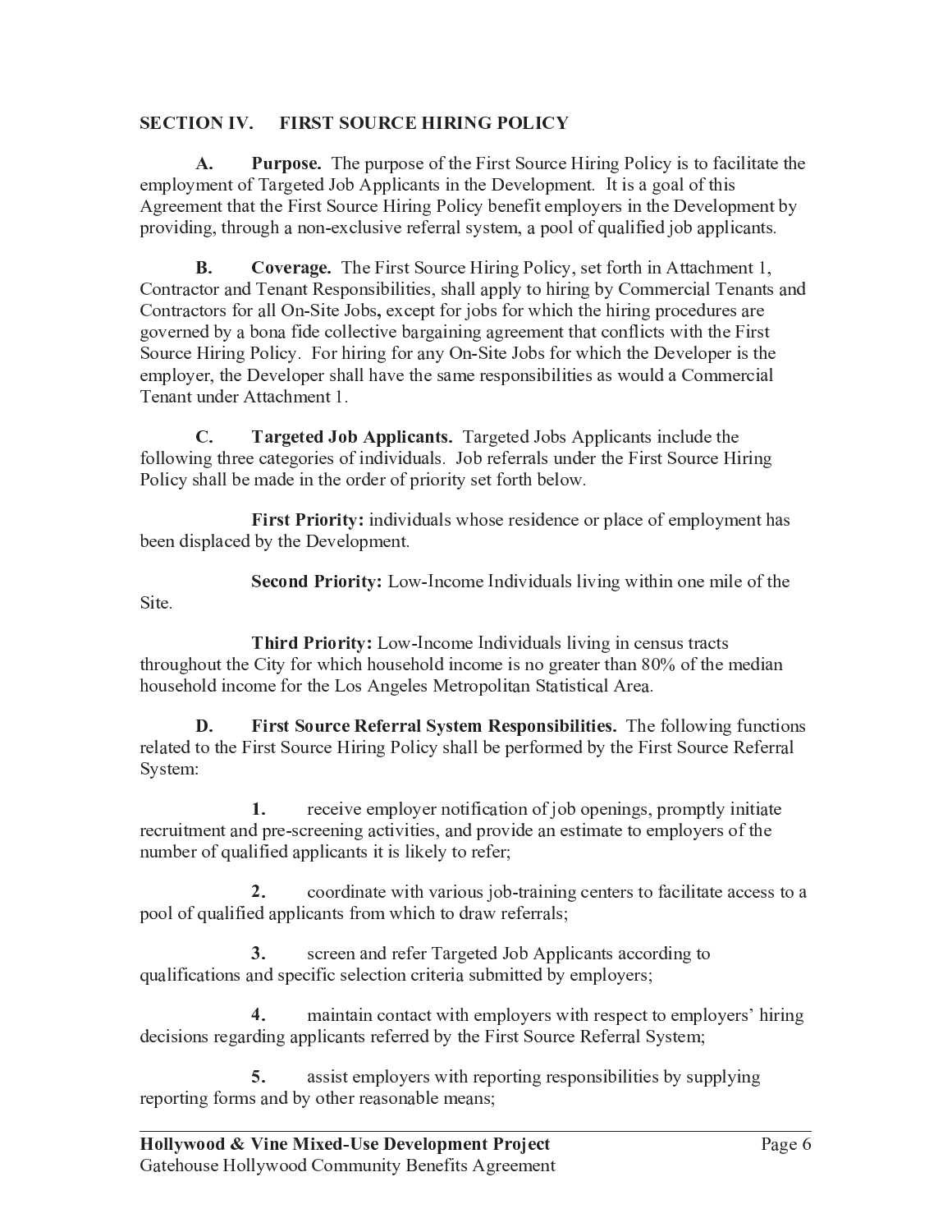## SECTION IV. FIRST SOURCE HIRING POLICY

**A. Purpose.** The purpose of the First Source Hiring Policy is to facilitate the employment of Targeted Job Applicants in the Development. It is a goal of this Agreement that the First Source Hiring Policy benefit employers in the Development by providing, through a non-exclusive referral system, a pool of qualified job applicants.

**B. Coverage.** The First Source Hiring Policy, set forth in Attachment 1, Contractor and Tenant Responsibilities, shall apply to hiring by Commercial Tenants and Contractors for all On-Site Jobs, except for jobs for which the hiring procedures are governed by a bona fide collective bargaining agreement that conflicts with the First Source Hiring Policy. For hiring for any On-Site Jobs for which the Developer is the employer, the Developer shall have the same responsibilities as would a Commercial Tenant under Attachment 1.

**C. Targeted Job Applicants.** Targeted Jobs Applicants include the following three categories of individuals. Job referrals under the First Source Hiring Policy shall be made in the order of priority set forth below.

**First Priority:** individuals whose residence or place of employment has been displaced by the Development.

**Second Priority:** Low-Income Individuals living within one mile of the Site.

**Third Priority:** Low-Income Individuals living in census tracts throughout the City for which household income is no greater than 80% of the median household income for the Los Angeles Metropolitan Statistical Area.

**D. First Source Referral System Responsibilities.** The following functions related to the First Source Hiring Policy shall be performed by the First Source Referral System:

**1.** receive employer notification of job openings, promptly initiate recruitment and pre-screening activities, and provide an estimate to employers of the number of qualified applicants it is likely to refer;

**2.** coordinate with various job-training centers to facilitate access to a pool of qualified applicants from which to draw referrals;

**3.** screen and refer Targeted Job Applicants according to qualifications and specific selection criteria submitted by employers;

**4.** maintain contact with employers with respect to employers' hiring decisions regarding applicants referred by the First Source Referral System;

**5.** assist employers with reporting responsibilities by supplying reporting forms and by other reasonable means;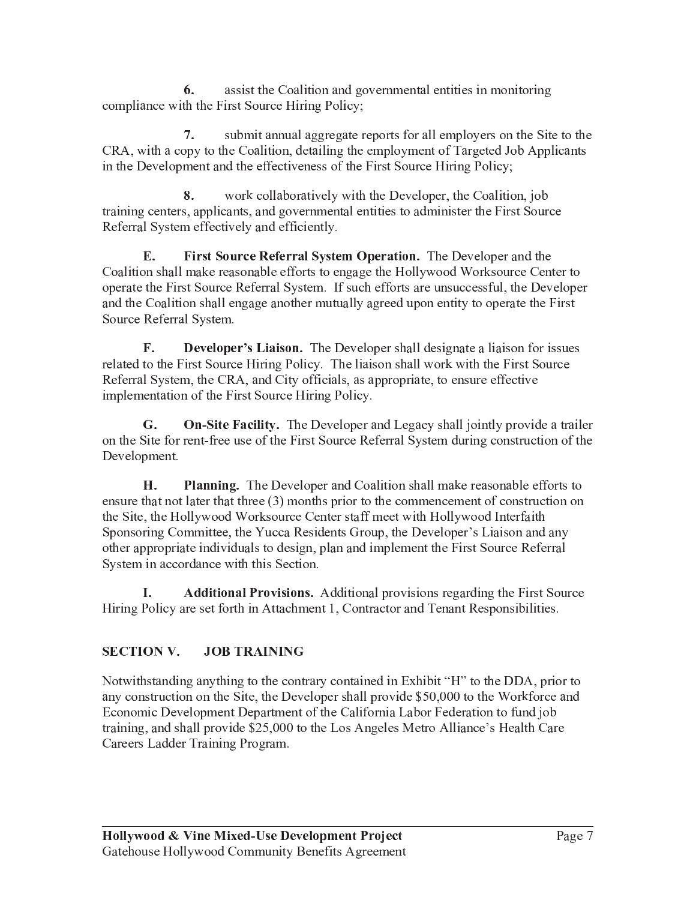**6.** assist the Coalition and governmental entities in monitoring compliance with the First Source Hiring Policy;

**7.** submit annual aggregate reports for all employers on the Site to the CRA, with a copy to the Coalition, detailing the employment of Targeted Job Applicants in the Development and the effectiveness of the First Source Hiring Policy;

**8.** work collaboratively with the Developer, the Coalition, job training centers, applicants, and governmental entities to administer the First Source Referral System effectively and efficiently.

**E. First Source Referral System Operation.** The Developer and the Coalition shall make reasonable efforts to engage the Hollywood Worksource Center to operate the First Source Referral System. If such efforts are unsuccessful, the Developer and the Coalition shall engage another mutually agreed upon entity to operate the First Source Referral System.

**F. Developer's Liaison.** The Developer shall designate a liaison for issues related to the First Source Hiring Policy. The liaison shall work with the First Source Referral System, the CRA, and City officials, as appropriate, to ensure effective implementation of the First Source Hiring Policy.

**G. On-Site Facility.** The Developer and Legacy shall jointly provide a trailer on the Site for rent-free use of the First Source Referral System during construction of the Development.

**H. Planning.** The Developer and Coalition shall make reasonable efforts to ensure that not later that three (3) months prior to the commencement of construction on the Site, the Hollywood Worksource Center staff meet with Hollywood Interfaith Sponsoring Committee, the Yucca Residents Group, the Developer's Liaison and any other appropriate individuals to design, plan and implement the First Source Referral System in accordance with this Section.

**I. Additional Provisions.** Additional provisions regarding the First Source Hiring Policy are set forth in Attachment 1, Contractor and Tenant Responsibilities.

## SECTION V. JOB TRAINING

Notwithstanding anything to the contrary contained in Exhibit "H" to the DDA, prior to any construction on the Site, the Developer shall provide $50,000 to the Workforce and Economic Development Department of the California Labor Federation to fund job training, and shall provide $25,000 to the Los Angeles Metro Alliance's Health Care Careers Ladder Training Program.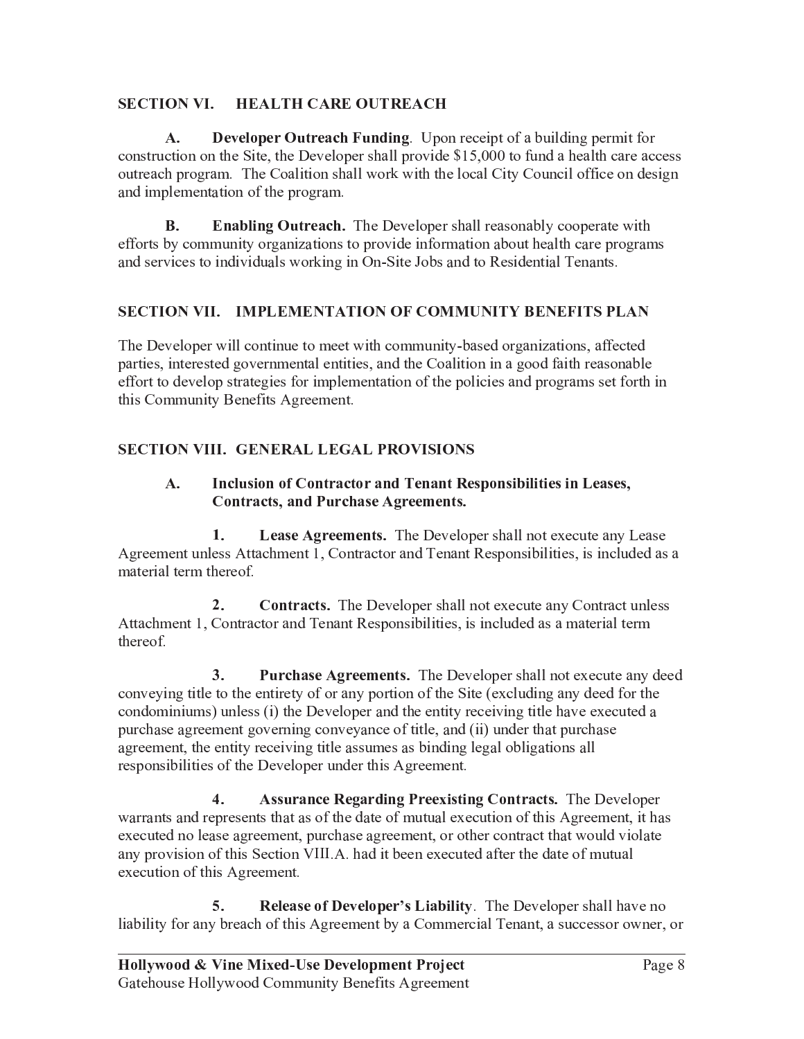## SECTION VI. HEALTH CARE OUTREACH

**A. Developer Outreach Funding**. Upon receipt of a building permit for construction on the Site, the Developer shall provide $15,000 to fund a health care access outreach program. The Coalition shall work with the local City Council office on design and implementation of the program.

**B. Enabling Outreach.** The Developer shall reasonably cooperate with efforts by community organizations to provide information about health care programs and services to individuals working in On-Site Jobs and to Residential Tenants.

## SECTION VII. IMPLEMENTATION OF COMMUNITY BENEFITS PLAN

The Developer will continue to meet with community-based organizations, affected parties, interested governmental entities, and the Coalition in a good faith reasonable effort to develop strategies for implementation of the policies and programs set forth in this Community Benefits Agreement.

## SECTION VIII. GENERAL LEGAL PROVISIONS

### A. Inclusion of Contractor and Tenant Responsibilities in Leases, Contracts, and Purchase Agreements.

**1. Lease Agreements.** The Developer shall not execute any Lease Agreement unless Attachment 1, Contractor and Tenant Responsibilities, is included as a material term thereof.

**2. Contracts.** The Developer shall not execute any Contract unless Attachment 1, Contractor and Tenant Responsibilities, is included as a material term thereof.

**3. Purchase Agreements.** The Developer shall not execute any deed conveying title to the entirety of or any portion of the Site (excluding any deed for the condominiums) unless (i) the Developer and the entity receiving title have executed a purchase agreement governing conveyance of title, and (ii) under that purchase agreement, the entity receiving title assumes as binding legal obligations all responsibilities of the Developer under this Agreement.

**4. Assurance Regarding Preexisting Contracts.** The Developer warrants and represents that as of the date of mutual execution of this Agreement, it has executed no lease agreement, purchase agreement, or other contract that would violate any provision of this Section VIII.A. had it been executed after the date of mutual execution of this Agreement.

**5. Release of Developer's Liability**. The Developer shall have no liability for any breach of this Agreement by a Commercial Tenant, a successor owner, or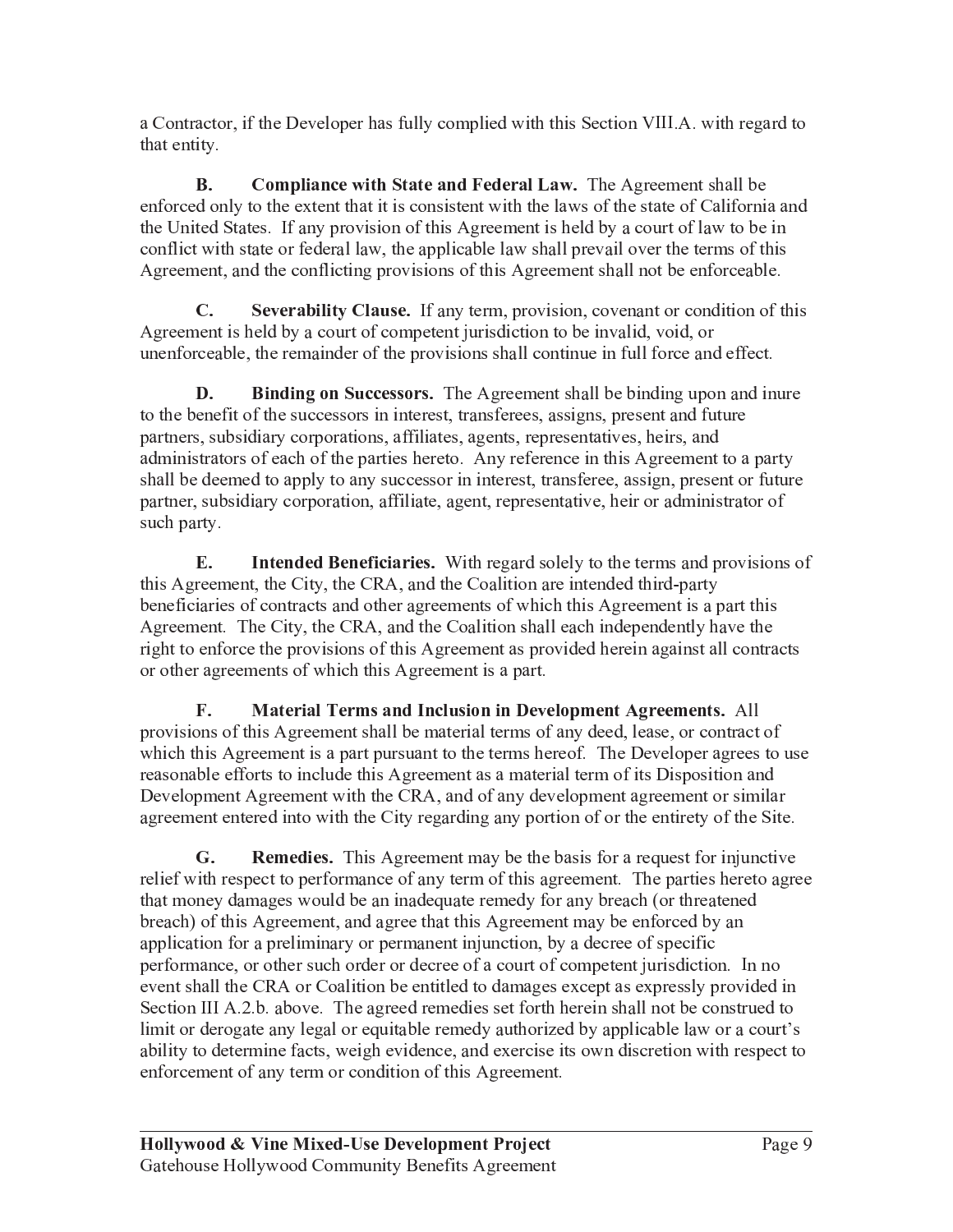a Contractor, if the Developer has fully complied with this Section VIII.A. with regard to that entity.

**B. Compliance with State and Federal Law.** The Agreement shall be enforced only to the extent that it is consistent with the laws of the state of California and the United States. If any provision of this Agreement is held by a court of law to be in conflict with state or federal law, the applicable law shall prevail over the terms of this Agreement, and the conflicting provisions of this Agreement shall not be enforceable.

**C. Severability Clause.** If any term, provision, covenant or condition of this Agreement is held by a court of competent jurisdiction to be invalid, void, or unenforceable, the remainder of the provisions shall continue in full force and effect.

**D. Binding on Successors.** The Agreement shall be binding upon and inure to the benefit of the successors in interest, transferees, assigns, present and future partners, subsidiary corporations, affiliates, agents, representatives, heirs, and administrators of each of the parties hereto. Any reference in this Agreement to a party shall be deemed to apply to any successor in interest, transferee, assign, present or future partner, subsidiary corporation, affiliate, agent, representative, heir or administrator of such party.

**E. Intended Beneficiaries.** With regard solely to the terms and provisions of this Agreement, the City, the CRA, and the Coalition are intended third-party beneficiaries of contracts and other agreements of which this Agreement is a part this Agreement. The City, the CRA, and the Coalition shall each independently have the right to enforce the provisions of this Agreement as provided herein against all contracts or other agreements of which this Agreement is a part.

**F. Material Terms and Inclusion in Development Agreements.** All provisions of this Agreement shall be material terms of any deed, lease, or contract of which this Agreement is a part pursuant to the terms hereof. The Developer agrees to use reasonable efforts to include this Agreement as a material term of its Disposition and Development Agreement with the CRA, and of any development agreement or similar agreement entered into with the City regarding any portion of or the entirety of the Site.

**G. Remedies.** This Agreement may be the basis for a request for injunctive relief with respect to performance of any term of this agreement. The parties hereto agree that money damages would be an inadequate remedy for any breach (or threatened breach) of this Agreement, and agree that this Agreement may be enforced by an application for a preliminary or permanent injunction, by a decree of specific performance, or other such order or decree of a court of competent jurisdiction. In no event shall the CRA or Coalition be entitled to damages except as expressly provided in Section III A.2.b. above. The agreed remedies set forth herein shall not be construed to limit or derogate any legal or equitable remedy authorized by applicable law or a court's ability to determine facts, weigh evidence, and exercise its own discretion with respect to enforcement of any term or condition of this Agreement.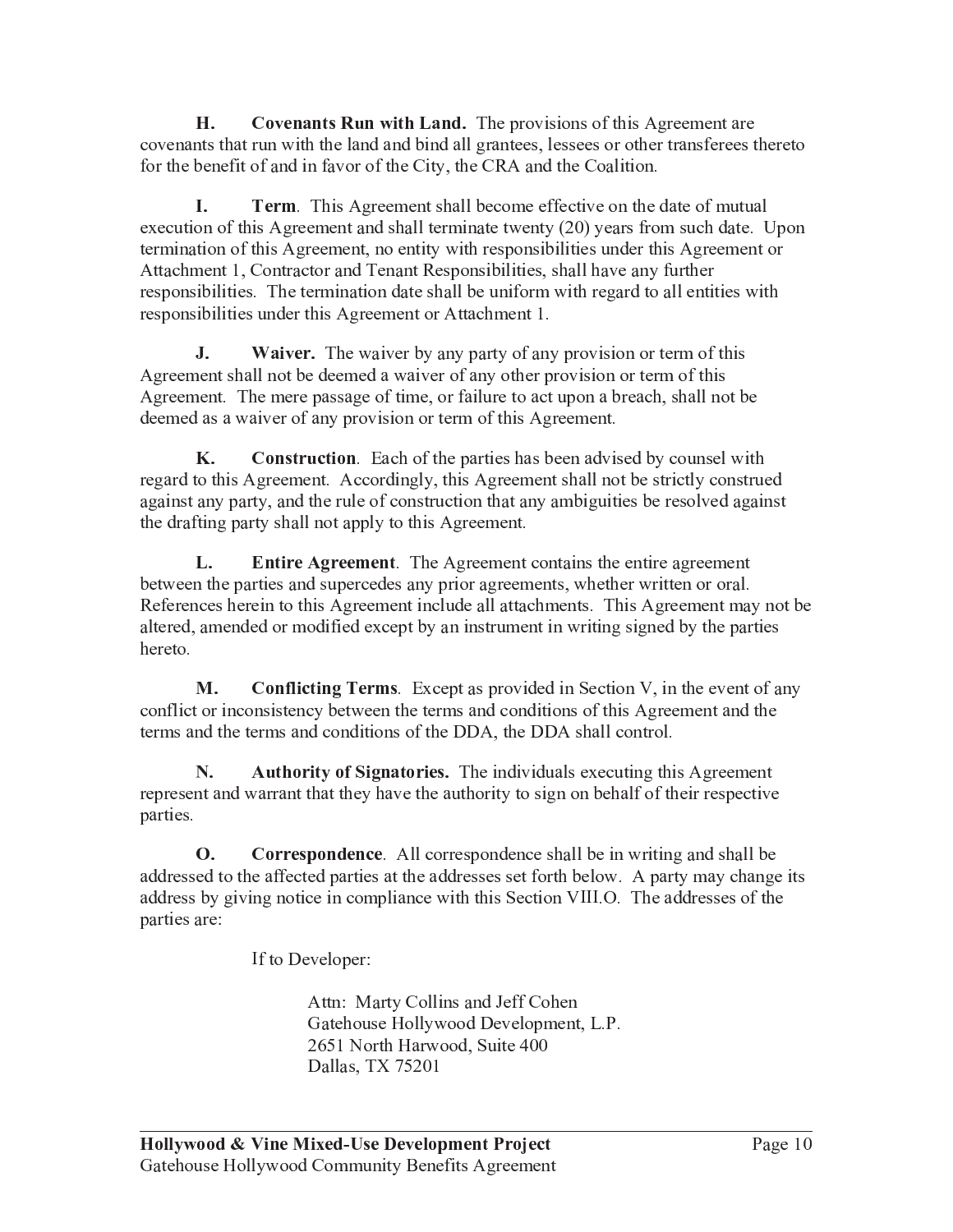**H. Covenants Run with Land.** The provisions of this Agreement are covenants that run with the land and bind all grantees, lessees or other transferees thereto for the benefit of and in favor of the City, the CRA and the Coalition.

**I. Term**. This Agreement shall become effective on the date of mutual execution of this Agreement and shall terminate twenty (20) years from such date. Upon termination of this Agreement, no entity with responsibilities under this Agreement or Attachment 1, Contractor and Tenant Responsibilities, shall have any further responsibilities. The termination date shall be uniform with regard to all entities with responsibilities under this Agreement or Attachment 1.

**J. Waiver.** The waiver by any party of any provision or term of this Agreement shall not be deemed a waiver of any other provision or term of this Agreement. The mere passage of time, or failure to act upon a breach, shall not be deemed as a waiver of any provision or term of this Agreement.

**K. Construction**. Each of the parties has been advised by counsel with regard to this Agreement. Accordingly, this Agreement shall not be strictly construed against any party, and the rule of construction that any ambiguities be resolved against the drafting party shall not apply to this Agreement.

**L. Entire Agreement**. The Agreement contains the entire agreement between the parties and supercedes any prior agreements, whether written or oral. References herein to this Agreement include all attachments. This Agreement may not be altered, amended or modified except by an instrument in writing signed by the parties hereto.

**M. Conflicting Terms**. Except as provided in Section V, in the event of any conflict or inconsistency between the terms and conditions of this Agreement and the terms and the terms and conditions of the DDA, the DDA shall control.

**N. Authority of Signatories.** The individuals executing this Agreement represent and warrant that they have the authority to sign on behalf of their respective parties.

**O. Correspondence**. All correspondence shall be in writing and shall be addressed to the affected parties at the addresses set forth below. A party may change its address by giving notice in compliance with this Section VIII.O. The addresses of the parties are:

If to Developer:

Attn: Marty Collins and Jeff Cohen
Gatehouse Hollywood Development, L.P.
2651 North Harwood, Suite 400
Dallas, TX 75201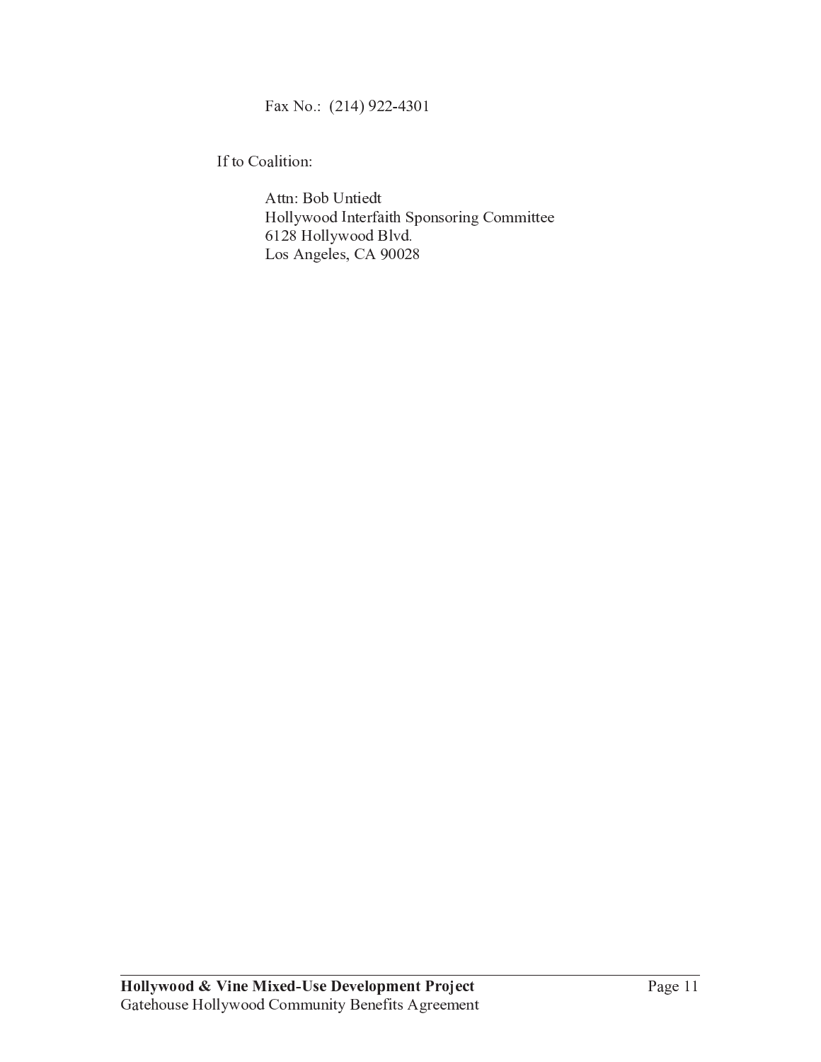Fax No.: (214) 922-4301

If to Coalition:

Attn: Bob Untiedt  
Hollywood Interfaith Sponsoring Committee  
6128 Hollywood Blvd.  
Los Angeles, CA 90028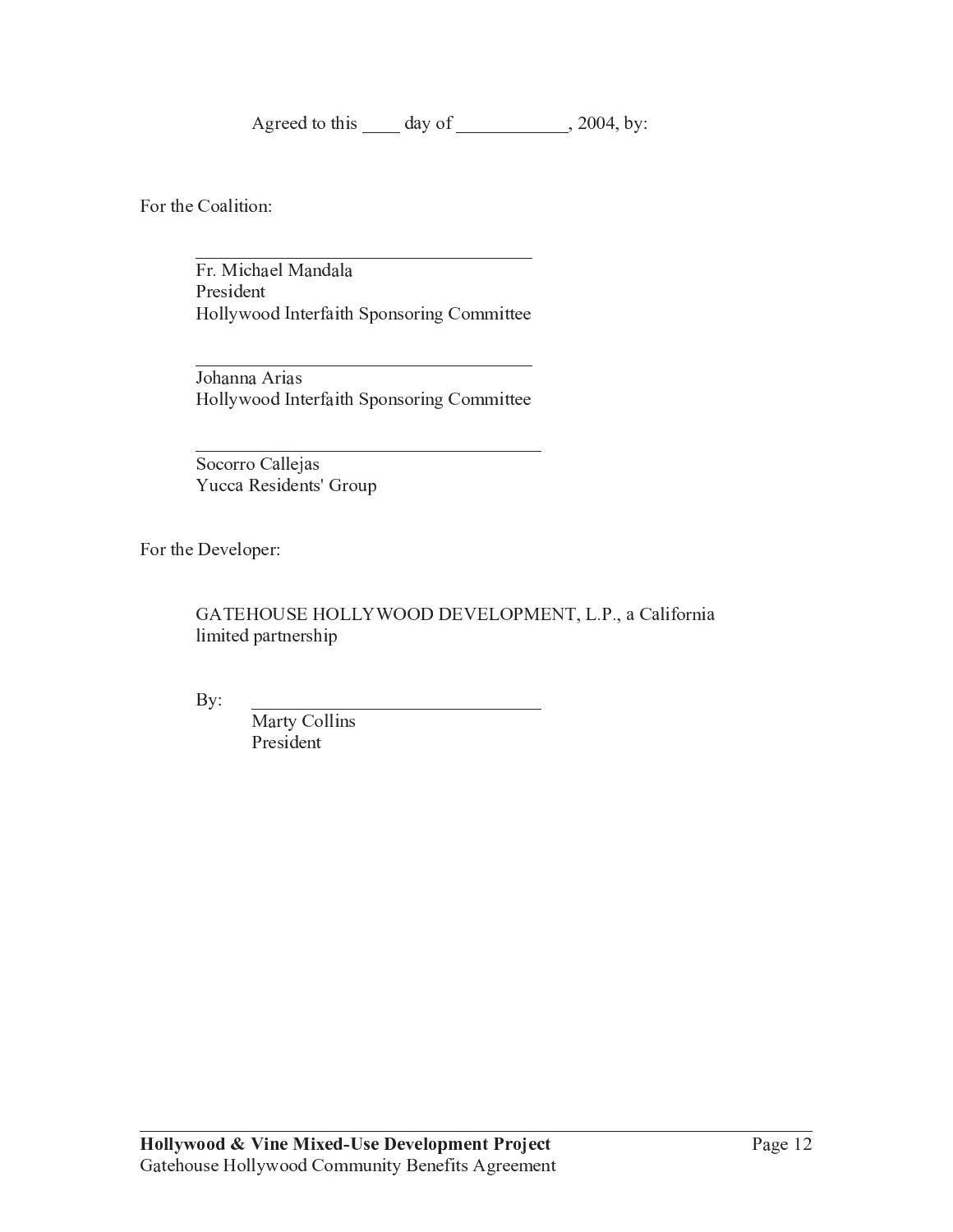Agreed to this ____ day of ___________, 2004, by:

For the Coalition:

\_\_\_\_\_\_\_\_\_\_\_\_\_\_\_\_\_\_\_\_\_\_\_\_\_\_\_\_\_\_\_\_\_\_\_\_\_\_
Fr. Michael Mandala
President
Hollywood Interfaith Sponsoring Committee

\_\_\_\_\_\_\_\_\_\_\_\_\_\_\_\_\_\_\_\_\_\_\_\_\_\_\_\_\_\_\_\_\_\_\_\_\_\_
Johanna Arias
Hollywood Interfaith Sponsoring Committee

\_\_\_\_\_\_\_\_\_\_\_\_\_\_\_\_\_\_\_\_\_\_\_\_\_\_\_\_\_\_\_\_\_\_\_\_\_\_
Socorro Callejas
Yucca Residents' Group

For the Developer:

GATEHOUSE HOLLYWOOD DEVELOPMENT, L.P., a California limited partnership

By: \_\_\_\_\_\_\_\_\_\_\_\_\_\_\_\_\_\_\_\_\_\_\_\_\_\_\_\_\_\_\_\_
Marty Collins
President